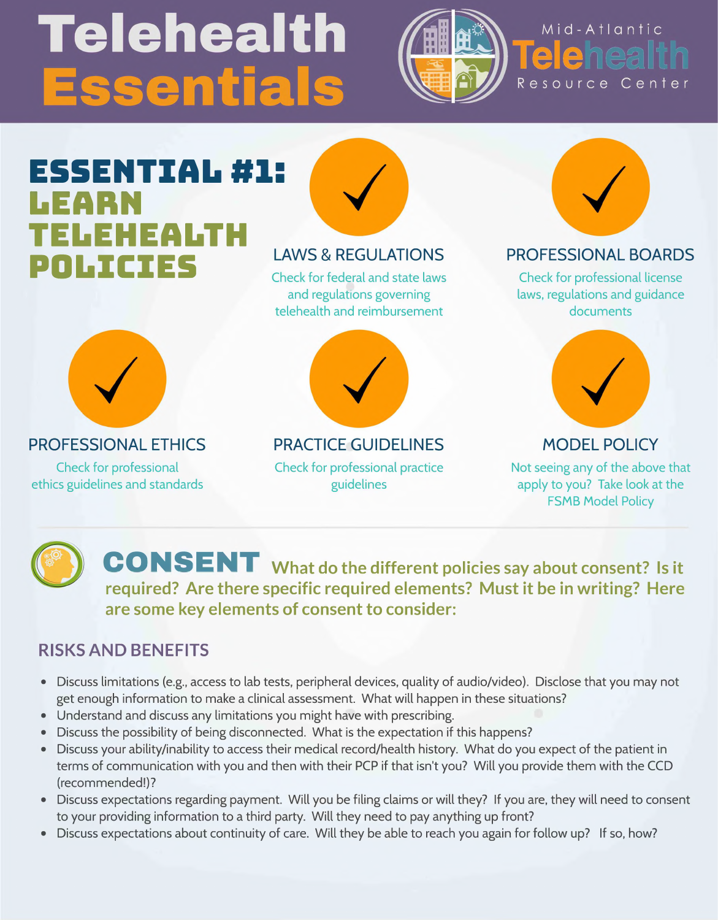# Telehealth Essentials

Mid-Atlantic Telehealth Resource Center

## ESSENTIAL #1: LEARN TELEHEALTH POLICIES

### LAWS & REGULATIONS

Check for federal and state laws and regulations governing telehealth and reimbursement

### PROFESSIONAL BOARDS

Check for professional license laws, regulations and guidance documents

### PROFESSIONAL ETHICS

Check for professional ethics guidelines and standards

### PRACTICE GUIDELINES

Check for professional practice guidelines

### MODEL POLICY

Not seeing any of the above that apply to you? Take look at the FSMB Model Policy

## CONSENT

What do the different policies say about consent? Is it required? Are there specific required elements? Must it be in writing? Here are some key elements of consent to consider:

### RISKS AND BENEFITS

- Discuss limitations (e.g., access to lab tests, peripheral devices, quality of audio/video). Disclose that you may not get enough information to make a clinical assessment. What will happen in these situations?
- Understand and discuss any limitations you might have with prescribing.
- Discuss the possibility of being disconnected. What is the expectation if this happens?
- Discuss your ability/inability to access their medical record/health history. What do you expect of the patient in terms of communication with you and then with their PCP if that isn't you? Will you provide them with the CCD (recommended!)?
- Discuss expectations regarding payment. Will you be filing claims or will they? If you are, they will need to consent to your providing information to a third party. Will they need to pay anything up front?
- Discuss expectations about continuity of care. Will they be able to reach you again for follow up? If so, how?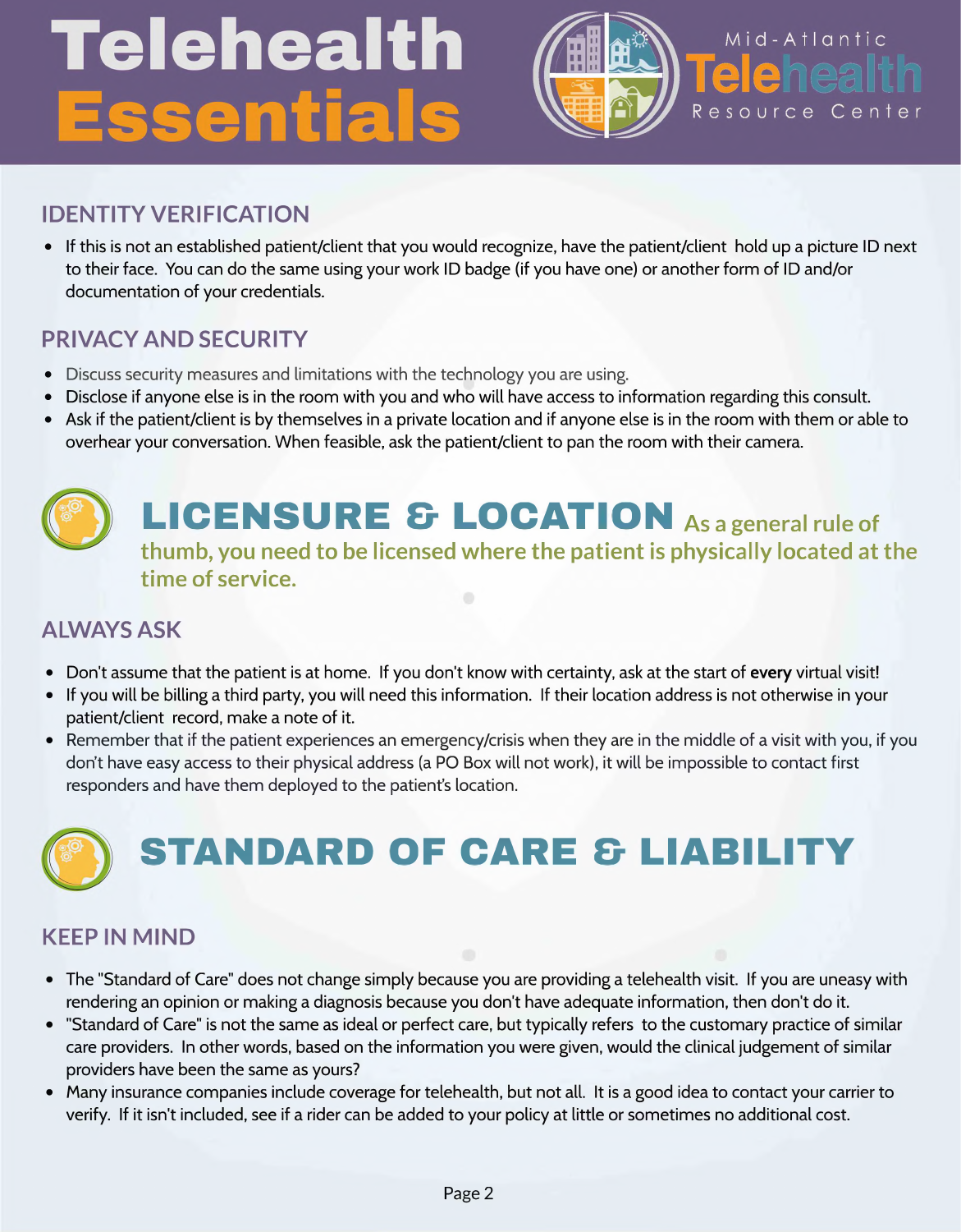# Telehealth Essentials

Mid-Atlantic Telehealth Resource Center

## IDENTITY VERIFICATION

- If this is not an established patient/client that you would recognize, have the patient/client hold up a picture ID next to their face. You can do the same using your work ID badge (if you have one) or another form of ID and/or documentation of your credentials.

## PRIVACY AND SECURITY

- Discuss security measures and limitations with the technology you are using.
- Disclose if anyone else is in the room with you and who will have access to information regarding this consult.
- Ask if the patient/client is by themselves in a private location and if anyone else is in the room with them or able to overhear your conversation. When feasible, ask the patient/client to pan the room with their camera.

# LICENSURE & LOCATION

As a general rule of thumb, you need to be licensed where the patient is physically located at the time of service.

## ALWAYS ASK

- Don't assume that the patient is at home. If you don't know with certainty, ask at the start of **every** virtual visit!
- If you will be billing a third party, you will need this information. If their location address is not otherwise in your patient/client record, make a note of it.
- Remember that if the patient experiences an emergency/crisis when they are in the middle of a visit with you, if you don't have easy access to their physical address (a PO Box will not work), it will be impossible to contact first responders and have them deployed to the patient's location.

# STANDARD OF CARE & LIABILITY

## KEEP IN MIND

- The "Standard of Care" does not change simply because you are providing a telehealth visit. If you are uneasy with rendering an opinion or making a diagnosis because you don't have adequate information, then don't do it.
- "Standard of Care" is not the same as ideal or perfect care, but typically refers to the customary practice of similar care providers. In other words, based on the information you were given, would the clinical judgement of similar providers have been the same as yours?
- Many insurance companies include coverage for telehealth, but not all. It is a good idea to contact your carrier to verify. If it isn't included, see if a rider can be added to your policy at little or sometimes no additional cost.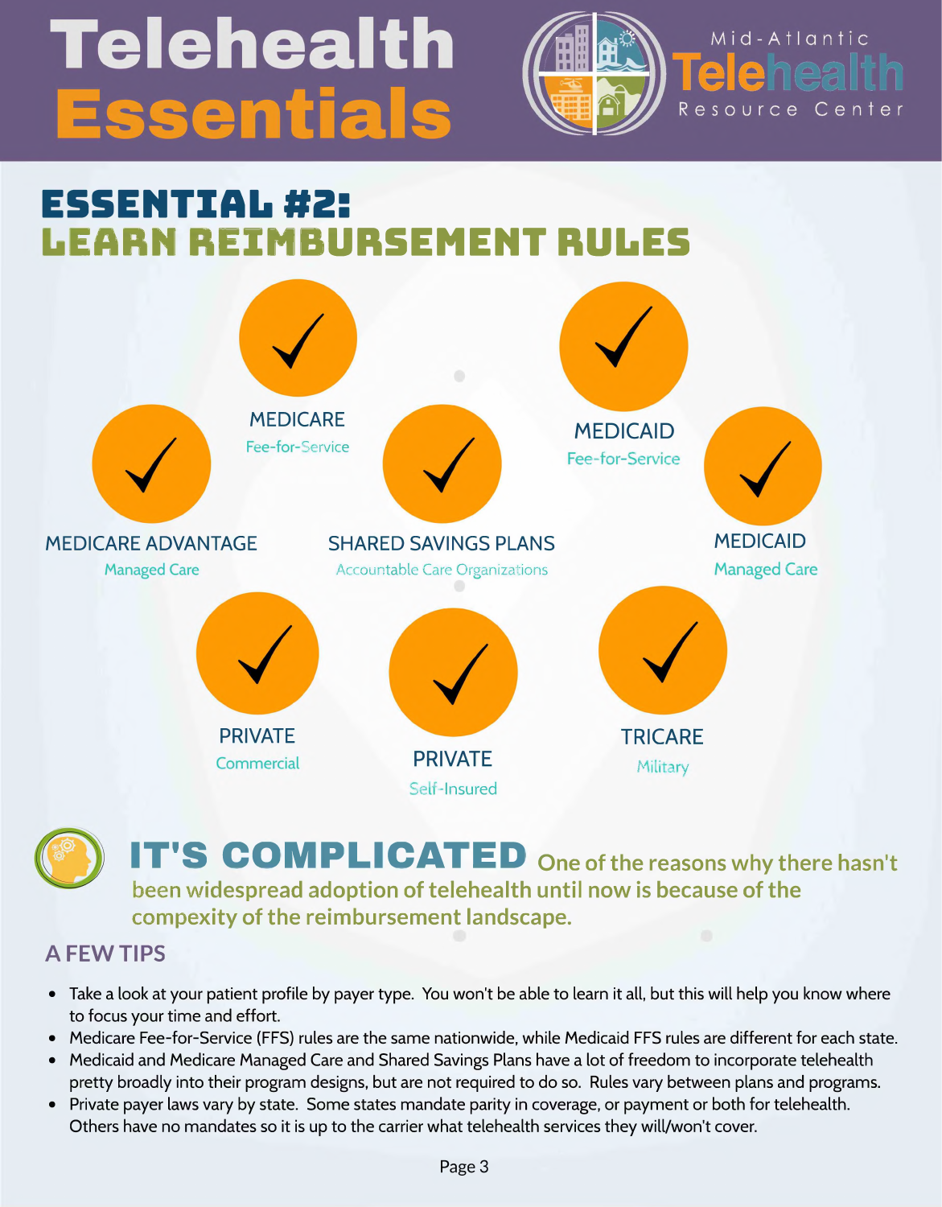# Telehealth Essentials

Mid-Atlantic Telehealth Resource Center

## ESSENTIAL #2: LEARN REIMBURSEMENT RULES

- MEDICARE — Fee-for-Service
- MEDICAID — Fee-for-Service
- MEDICARE ADVANTAGE — Managed Care
- SHARED SAVINGS PLANS — Accountable Care Organizations
- MEDICAID — Managed Care
- PRIVATE — Commercial
- PRIVATE — Self-Insured
- TRICARE — Military

### IT'S COMPLICATED

One of the reasons why there hasn't been widespread adoption of telehealth until now is because of the compexity of the reimbursement landscape.

### A FEW TIPS

- Take a look at your patient profile by payer type. You won't be able to learn it all, but this will help you know where to focus your time and effort.
- Medicare Fee-for-Service (FFS) rules are the same nationwide, while Medicaid FFS rules are different for each state.
- Medicaid and Medicare Managed Care and Shared Savings Plans have a lot of freedom to incorporate telehealth pretty broadly into their program designs, but are not required to do so. Rules vary between plans and programs.
- Private payer laws vary by state. Some states mandate parity in coverage, or payment or both for telehealth. Others have no mandates so it is up to the carrier what telehealth services they will/won't cover.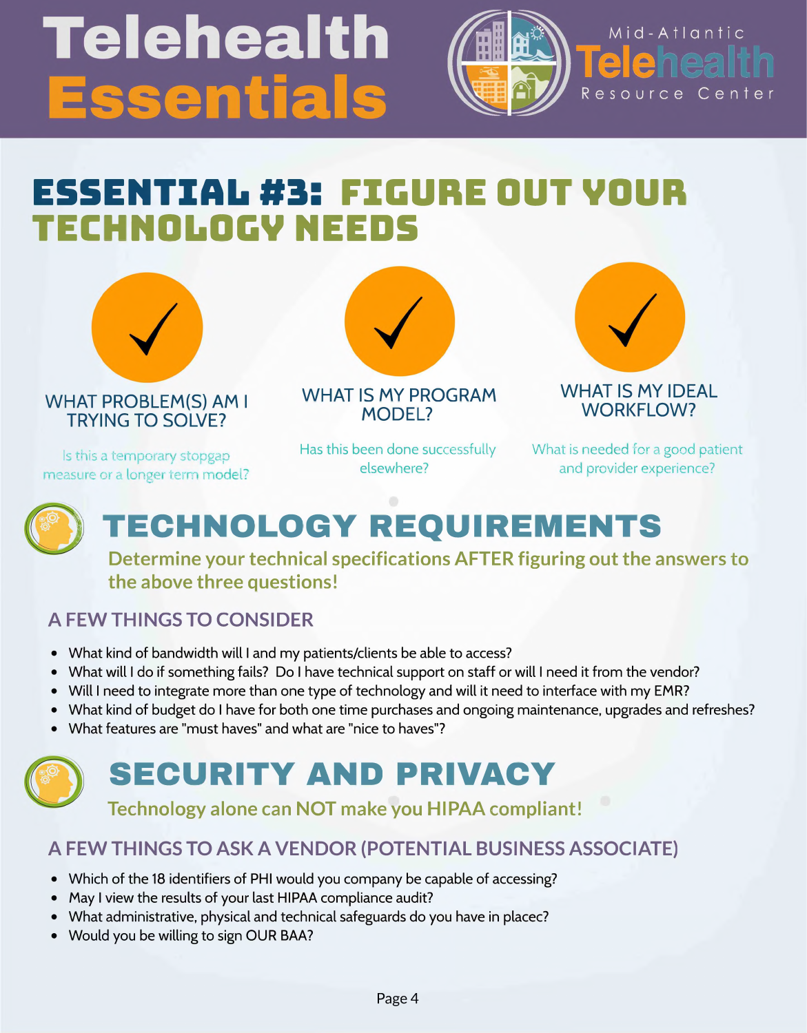# Telehealth Essentials

Mid-Atlantic Telehealth Resource Center

## ESSENTIAL #3: FIGURE OUT YOUR TECHNOLOGY NEEDS

### WHAT PROBLEM(S) AM I TRYING TO SOLVE?

Is this a temporary stopgap measure or a longer term model?

### WHAT IS MY PROGRAM MODEL?

Has this been done successfully elsewhere?

### WHAT IS MY IDEAL WORKFLOW?

What is needed for a good patient and provider experience?

## TECHNOLOGY REQUIREMENTS

**Determine your technical specifications AFTER figuring out the answers to the above three questions!**

### A FEW THINGS TO CONSIDER

- What kind of bandwidth will I and my patients/clients be able to access?
- What will I do if something fails? Do I have technical support on staff or will I need it from the vendor?
- Will I need to integrate more than one type of technology and will it need to interface with my EMR?
- What kind of budget do I have for both one time purchases and ongoing maintenance, upgrades and refreshes?
- What features are "must haves" and what are "nice to haves"?

## SECURITY AND PRIVACY

**Technology alone can NOT make you HIPAA compliant!**

### A FEW THINGS TO ASK A VENDOR (POTENTIAL BUSINESS ASSOCIATE)

- Which of the 18 identifiers of PHI would you company be capable of accessing?
- May I view the results of your last HIPAA compliance audit?
- What administrative, physical and technical safeguards do you have in placec?
- Would you be willing to sign OUR BAA?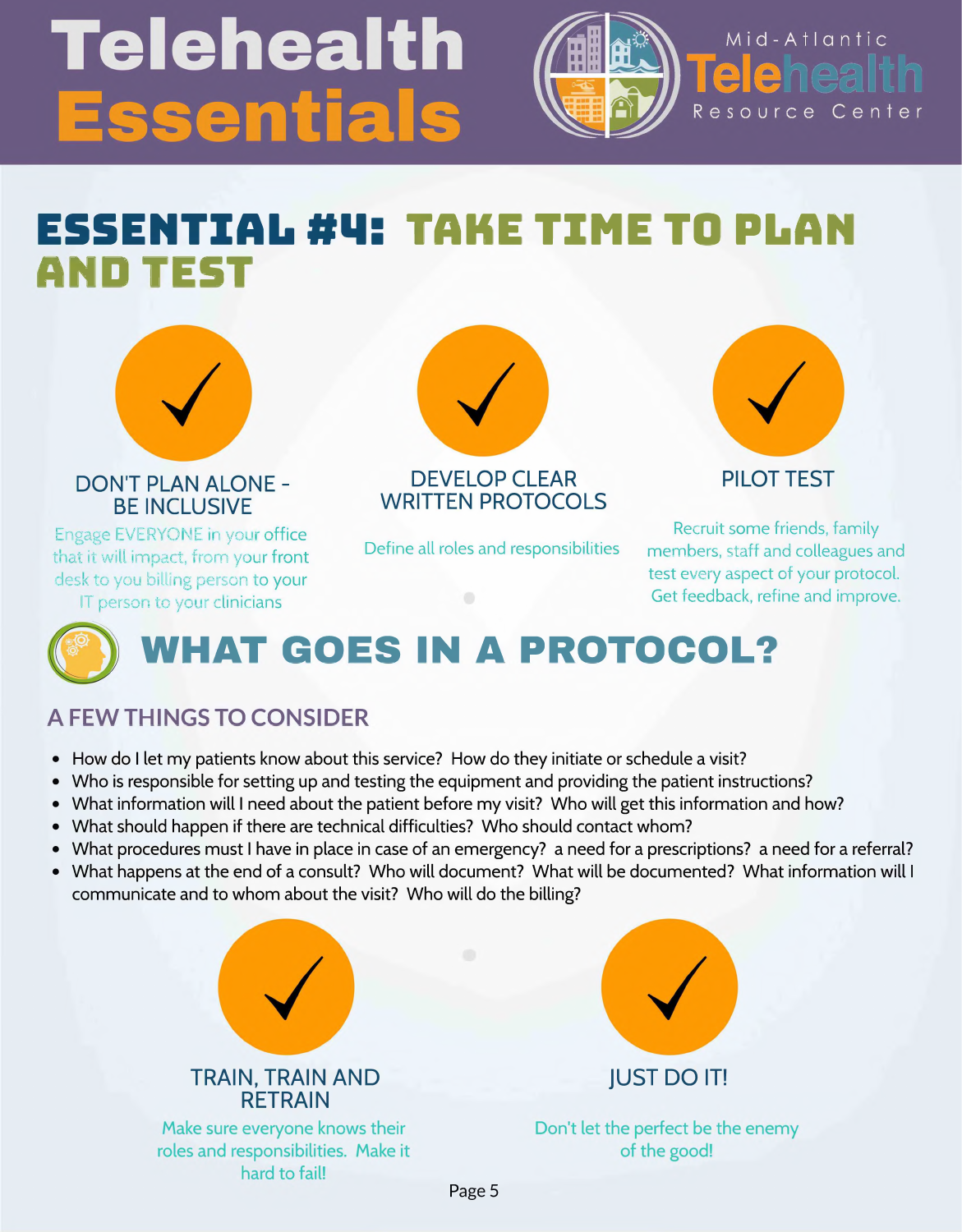# Telehealth Essentials

Mid-Atlantic Telehealth Resource Center

## ESSENTIAL #4: TAKE TIME TO PLAN AND TEST

### DON'T PLAN ALONE - BE INCLUSIVE

Engage EVERYONE in your office that it will impact, from your front desk to you billing person to your IT person to your clinicians

### DEVELOP CLEAR WRITTEN PROTOCOLS

Define all roles and responsibilities

### PILOT TEST

Recruit some friends, family members, staff and colleagues and test every aspect of your protocol. Get feedback, refine and improve.

## WHAT GOES IN A PROTOCOL?

### A FEW THINGS TO CONSIDER

- How do I let my patients know about this service? How do they initiate or schedule a visit?
- Who is responsible for setting up and testing the equipment and providing the patient instructions?
- What information will I need about the patient before my visit? Who will get this information and how?
- What should happen if there are technical difficulties? Who should contact whom?
- What procedures must I have in place in case of an emergency? a need for a prescriptions? a need for a referral?
- What happens at the end of a consult? Who will document? What will be documented? What information will I communicate and to whom about the visit? Who will do the billing?

### TRAIN, TRAIN AND RETRAIN

Make sure everyone knows their roles and responsibilities. Make it hard to fail!

### JUST DO IT!

Don't let the perfect be the enemy of the good!